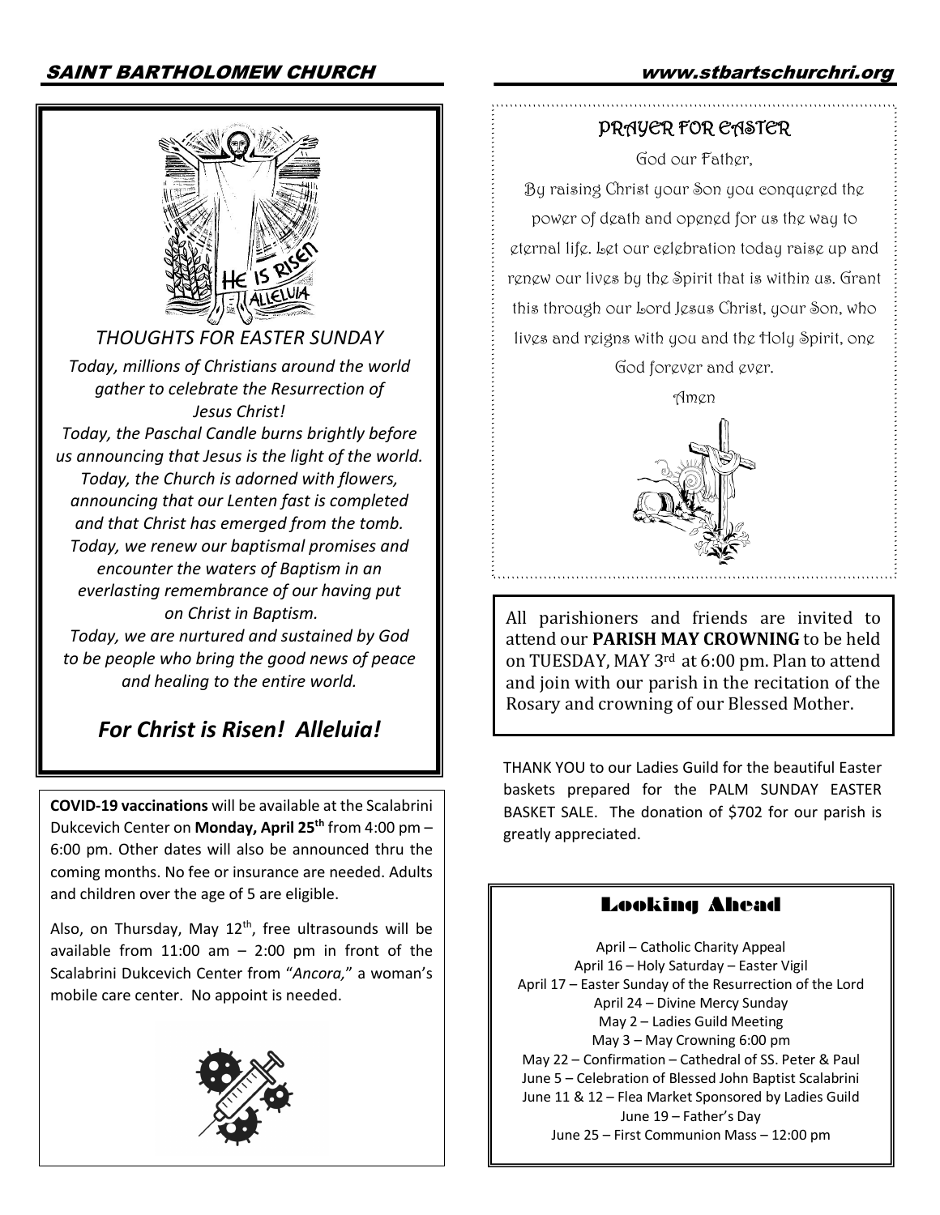## THOUGHTS FOR EASTER SUNDAY

*Today, millions of Christians around the world gather to celebrate the Resurrection of Jesus Christ!*

*Today, the Paschal Candle burns brightly before us announcing that Jesus is the light of the world.*

*Today, the Church is adorned with flowers, announcing that our Lenten fast is completed and that Christ has emerged from the tomb.*

*Today, we renew our baptismal promises and encounter the waters of Baptism in an everlasting remembrance of our having put on Christ in Baptism.*

*Today, we are nurtured and sustained by God to be people who bring the good news of peace and healing to the entire world.*

***For Christ is Risen! Alleluia!***

**COVID-19 vaccinations** will be available at the Scalabrini Dukcevich Center on **Monday, April 25th** from 4:00 pm – 6:00 pm. Other dates will also be announced thru the coming months. No fee or insurance are needed. Adults and children over the age of 5 are eligible.

Also, on Thursday, May 12th, free ultrasounds will be available from 11:00 am – 2:00 pm in front of the Scalabrini Dukcevich Center from "*Ancora,*" a woman's mobile care center. No appoint is needed.

## PRAYER FOR EASTER

God our Father,

By raising Christ your Son you conquered the power of death and opened for us the way to eternal life. Let our celebration today raise up and renew our lives by the Spirit that is within us. Grant this through our Lord Jesus Christ, your Son, who lives and reigns with you and the Holy Spirit, one God forever and ever.

Amen

All parishioners and friends are invited to attend our **PARISH MAY CROWNING** to be held on TUESDAY, MAY 3rd at 6:00 pm. Plan to attend and join with our parish in the recitation of the Rosary and crowning of our Blessed Mother.

THANK YOU to our Ladies Guild for the beautiful Easter baskets prepared for the PALM SUNDAY EASTER BASKET SALE. The donation of $702 for our parish is greatly appreciated.

## Looking Ahead

April – Catholic Charity Appeal
April 16 – Holy Saturday – Easter Vigil
April 17 – Easter Sunday of the Resurrection of the Lord
April 24 – Divine Mercy Sunday
May 2 – Ladies Guild Meeting
May 3 – May Crowning 6:00 pm
May 22 – Confirmation – Cathedral of SS. Peter & Paul
June 5 – Celebration of Blessed John Baptist Scalabrini
June 11 & 12 – Flea Market Sponsored by Ladies Guild
June 19 – Father's Day
June 25 – First Communion Mass – 12:00 pm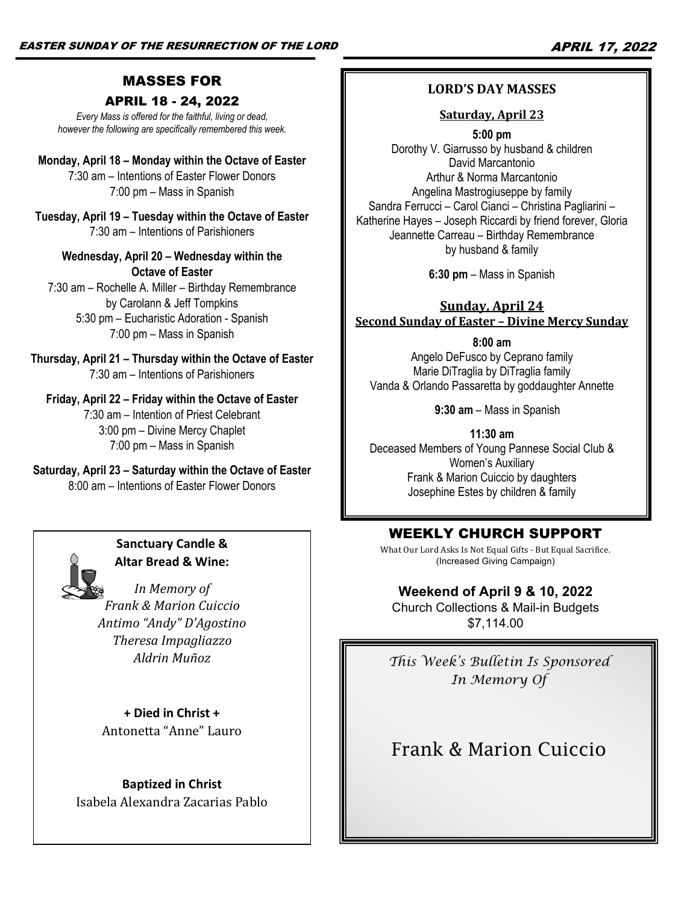# MASSES FOR
## APRIL 18 - 24, 2022

*Every Mass is offered for the faithful, living or dead, however the following are specifically remembered this week.*

**Monday, April 18 – Monday within the Octave of Easter**
7:30 am – Intentions of Easter Flower Donors
7:00 pm – Mass in Spanish

**Tuesday, April 19 – Tuesday within the Octave of Easter**
7:30 am – Intentions of Parishioners

**Wednesday, April 20 – Wednesday within the Octave of Easter**
7:30 am – Rochelle A. Miller – Birthday Remembrance by Carolann & Jeff Tompkins
5:30 pm – Eucharistic Adoration - Spanish
7:00 pm – Mass in Spanish

**Thursday, April 21 – Thursday within the Octave of Easter**
7:30 am – Intentions of Parishioners

**Friday, April 22 – Friday within the Octave of Easter**
7:30 am – Intention of Priest Celebrant
3:00 pm – Divine Mercy Chaplet
7:00 pm – Mass in Spanish

**Saturday, April 23 – Saturday within the Octave of Easter**
8:00 am – Intentions of Easter Flower Donors

**Sanctuary Candle & Altar Bread & Wine:**

*In Memory of*
*Frank & Marion Cuiccio*
*Antimo "Andy" D'Agostino*
*Theresa Impagliazzo*
*Aldrin Muñoz*

**+ Died in Christ +**
Antonetta "Anne" Lauro

**Baptized in Christ**
Isabela Alexandra Zacarias Pablo

## LORD'S DAY MASSES

**Saturday, April 23**

**5:00 pm**
Dorothy V. Giarrusso by husband & children
David Marcantonio
Arthur & Norma Marcantonio
Angelina Mastrogiuseppe by family
Sandra Ferrucci – Carol Cianci – Christina Pagliarini – Katherine Hayes – Joseph Riccardi by friend forever, Gloria
Jeannette Carreau – Birthday Remembrance by husband & family

**6:30 pm** – Mass in Spanish

**Sunday, April 24**
**Second Sunday of Easter – Divine Mercy Sunday**

**8:00 am**
Angelo DeFusco by Ceprano family
Marie DiTraglia by DiTraglia family
Vanda & Orlando Passaretta by goddaughter Annette

**9:30 am** – Mass in Spanish

**11:30 am**
Deceased Members of Young Pannese Social Club & Women's Auxiliary
Frank & Marion Cuiccio by daughters
Josephine Estes by children & family

## WEEKLY CHURCH SUPPORT

What Our Lord Asks Is Not Equal Gifts - But Equal Sacrifice.
(Increased Giving Campaign)

**Weekend of April 9 & 10, 2022**
Church Collections & Mail-in Budgets
$7,114.00

*This Week's Bulletin Is Sponsored In Memory Of*

Frank & Marion Cuiccio